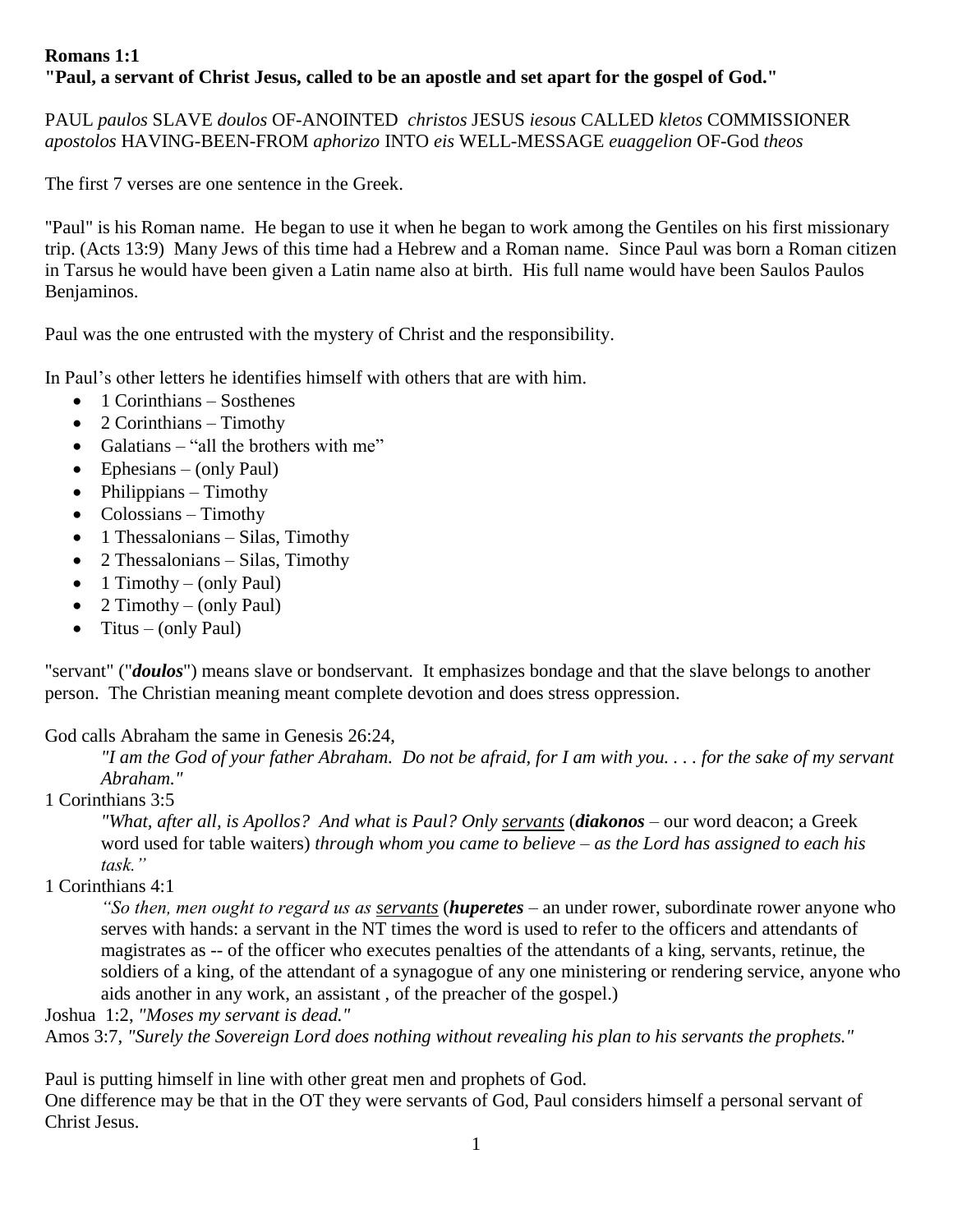**Romans 1:1**
**"Paul, a servant of Christ Jesus, called to be an apostle and set apart for the gospel of God."**

PAUL *paulos* SLAVE *doulos* OF-ANOINTED *christos* JESUS *iesous* CALLED *kletos* COMMISSIONER *apostolos* HAVING-BEEN-FROM *aphorizo* INTO *eis* WELL-MESSAGE *euaggelion* OF-God *theos*

The first 7 verses are one sentence in the Greek.

"Paul" is his Roman name. He began to use it when he began to work among the Gentiles on his first missionary trip. (Acts 13:9) Many Jews of this time had a Hebrew and a Roman name. Since Paul was born a Roman citizen in Tarsus he would have been given a Latin name also at birth. His full name would have been Saulos Paulos Benjaminos.

Paul was the one entrusted with the mystery of Christ and the responsibility.

In Paul's other letters he identifies himself with others that are with him.

- 1 Corinthians – Sosthenes
- 2 Corinthians – Timothy
- Galatians – "all the brothers with me"
- Ephesians – (only Paul)
- Philippians – Timothy
- Colossians – Timothy
- 1 Thessalonians – Silas, Timothy
- 2 Thessalonians – Silas, Timothy
- 1 Timothy – (only Paul)
- 2 Timothy – (only Paul)
- Titus – (only Paul)

"servant" ("***doulos***") means slave or bondservant. It emphasizes bondage and that the slave belongs to another person. The Christian meaning meant complete devotion and does stress oppression.

God calls Abraham the same in Genesis 26:24,

> *"I am the God of your father Abraham. Do not be afraid, for I am with you. . . . for the sake of my servant Abraham."*

1 Corinthians 3:5

> *"What, after all, is Apollos? And what is Paul? Only* servants (***diakonos*** – our word deacon; a Greek word used for table waiters) *through whom you came to believe – as the Lord has assigned to each his task."*

1 Corinthians 4:1

> *"So then, men ought to regard us as* servants (***huperetes*** – an under rower, subordinate rower anyone who serves with hands: a servant in the NT times the word is used to refer to the officers and attendants of magistrates as -- of the officer who executes penalties of the attendants of a king, servants, retinue, the soldiers of a king, of the attendant of a synagogue of any one ministering or rendering service, anyone who aids another in any work, an assistant , of the preacher of the gospel.)

Joshua 1:2, *"Moses my servant is dead."*
Amos 3:7, *"Surely the Sovereign Lord does nothing without revealing his plan to his servants the prophets."*

Paul is putting himself in line with other great men and prophets of God.
One difference may be that in the OT they were servants of God, Paul considers himself a personal servant of Christ Jesus.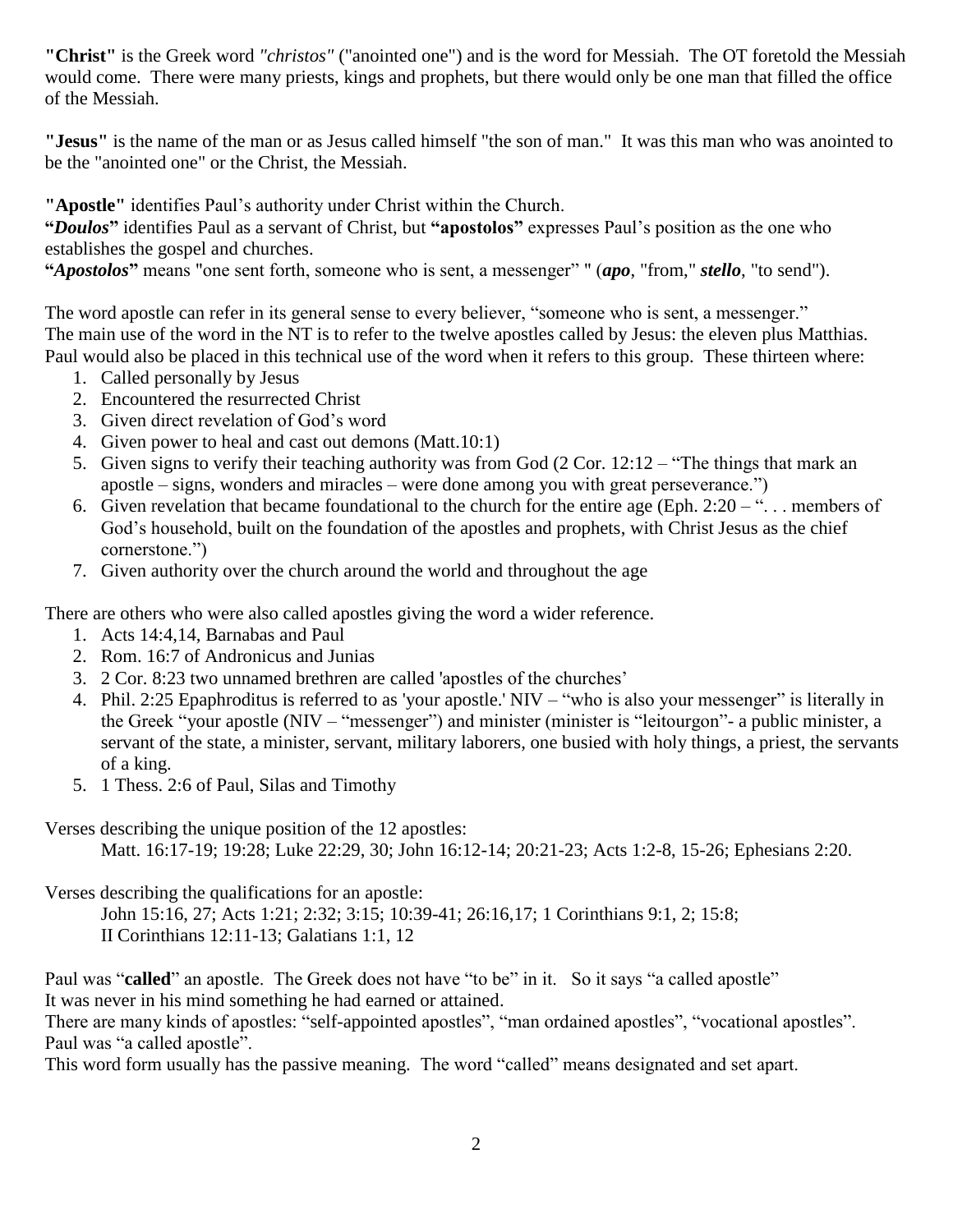**"Christ"** is the Greek word *"christos"* ("anointed one") and is the word for Messiah. The OT foretold the Messiah would come. There were many priests, kings and prophets, but there would only be one man that filled the office of the Messiah.

**"Jesus"** is the name of the man or as Jesus called himself "the son of man." It was this man who was anointed to be the "anointed one" or the Christ, the Messiah.

**"Apostle"** identifies Paul's authority under Christ within the Church.
**"*Doulos*"** identifies Paul as a servant of Christ, but **"apostolos"** expresses Paul's position as the one who establishes the gospel and churches.
**"*Apostolos*"** means "one sent forth, someone who is sent, a messenger" " (***apo***, "from," ***stello***, "to send").

The word apostle can refer in its general sense to every believer, "someone who is sent, a messenger."
The main use of the word in the NT is to refer to the twelve apostles called by Jesus: the eleven plus Matthias. Paul would also be placed in this technical use of the word when it refers to this group. These thirteen where:

1. Called personally by Jesus
2. Encountered the resurrected Christ
3. Given direct revelation of God's word
4. Given power to heal and cast out demons (Matt.10:1)
5. Given signs to verify their teaching authority was from God (2 Cor. 12:12 – "The things that mark an apostle – signs, wonders and miracles – were done among you with great perseverance.")
6. Given revelation that became foundational to the church for the entire age (Eph. 2:20 – ". . . members of God's household, built on the foundation of the apostles and prophets, with Christ Jesus as the chief cornerstone.")
7. Given authority over the church around the world and throughout the age

There are others who were also called apostles giving the word a wider reference.

1. Acts 14:4,14, Barnabas and Paul
2. Rom. 16:7 of Andronicus and Junias
3. 2 Cor. 8:23 two unnamed brethren are called 'apostles of the churches'
4. Phil. 2:25 Epaphroditus is referred to as 'your apostle.' NIV – "who is also your messenger" is literally in the Greek "your apostle (NIV – "messenger") and minister (minister is "leitourgon"- a public minister, a servant of the state, a minister, servant, military laborers, one busied with holy things, a priest, the servants of a king.
5. 1 Thess. 2:6 of Paul, Silas and Timothy

Verses describing the unique position of the 12 apostles:
Matt. 16:17-19; 19:28; Luke 22:29, 30; John 16:12-14; 20:21-23; Acts 1:2-8, 15-26; Ephesians 2:20.

Verses describing the qualifications for an apostle:
John 15:16, 27; Acts 1:21; 2:32; 3:15; 10:39-41; 26:16,17; 1 Corinthians 9:1, 2; 15:8;
II Corinthians 12:11-13; Galatians 1:1, 12

Paul was "**called**" an apostle. The Greek does not have "to be" in it. So it says "a called apostle"
It was never in his mind something he had earned or attained.
There are many kinds of apostles: "self-appointed apostles", "man ordained apostles", "vocational apostles".
Paul was "a called apostle".
This word form usually has the passive meaning. The word "called" means designated and set apart.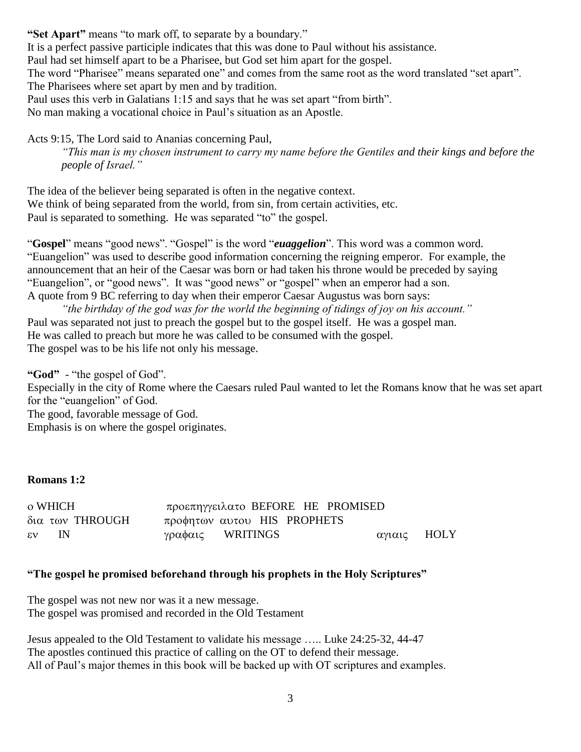**"Set Apart"** means "to mark off, to separate by a boundary."
It is a perfect passive participle indicates that this was done to Paul without his assistance.
Paul had set himself apart to be a Pharisee, but God set him apart for the gospel.
The word "Pharisee" means separated one" and comes from the same root as the word translated "set apart".
The Pharisees where set apart by men and by tradition.
Paul uses this verb in Galatians 1:15 and says that he was set apart "from birth".
No man making a vocational choice in Paul's situation as an Apostle.

Acts 9:15, The Lord said to Ananias concerning Paul,

> *"This man is my chosen instrument to carry my name before the Gentiles and their kings and before the people of Israel."*

The idea of the believer being separated is often in the negative context.
We think of being separated from the world, from sin, from certain activities, etc.
Paul is separated to something. He was separated "to" the gospel.

"**Gospel**" means "good news". "Gospel" is the word "***euaggelion***". This word was a common word. "Euangelion" was used to describe good information concerning the reigning emperor. For example, the announcement that an heir of the Caesar was born or had taken his throne would be preceded by saying "Euangelion", or "good news". It was "good news" or "gospel" when an emperor had a son.
A quote from 9 BC referring to day when their emperor Caesar Augustus was born says:

> *"the birthday of the god was for the world the beginning of tidings of joy on his account."*

Paul was separated not just to preach the gospel but to the gospel itself. He was a gospel man.
He was called to preach but more he was called to be consumed with the gospel.
The gospel was to be his life not only his message.

**"God"** - "the gospel of God".
Especially in the city of Rome where the Caesars ruled Paul wanted to let the Romans know that he was set apart for the "euangelion" of God.
The good, favorable message of God.
Emphasis is on where the gospel originates.

### Romans 1:2

| | | |
|---|---|---|
| ο WHICH | προεπηγγειλατο BEFORE HE PROMISED | |
| δια των THROUGH | προφητων αυτου HIS PROPHETS | |
| εν IN | γραφαις WRITINGS | αγιαις HOLY |

**"The gospel he promised beforehand through his prophets in the Holy Scriptures"**

The gospel was not new nor was it a new message.
The gospel was promised and recorded in the Old Testament

Jesus appealed to the Old Testament to validate his message ….. Luke 24:25-32, 44-47
The apostles continued this practice of calling on the OT to defend their message.
All of Paul's major themes in this book will be backed up with OT scriptures and examples.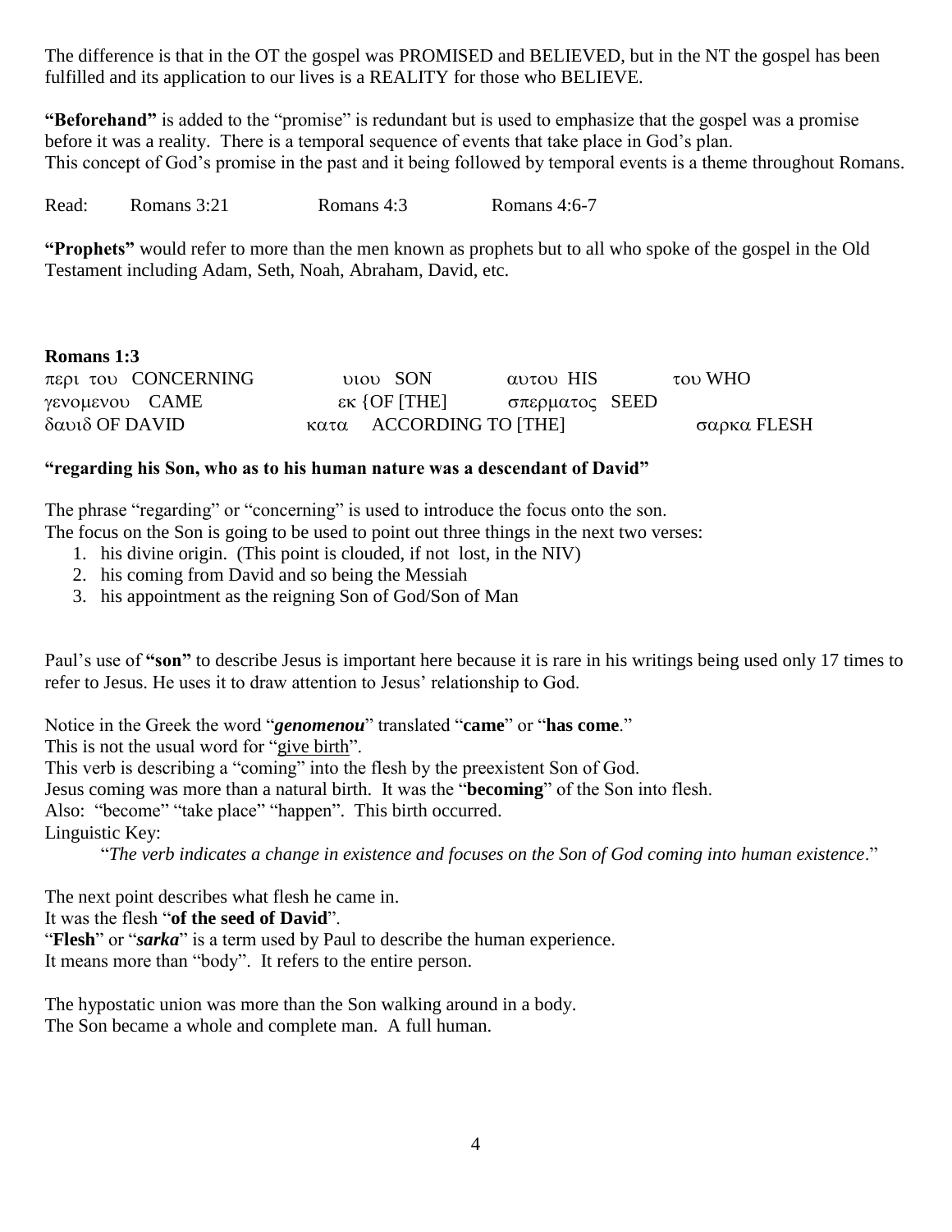The difference is that in the OT the gospel was PROMISED and BELIEVED, but in the NT the gospel has been fulfilled and its application to our lives is a REALITY for those who BELIEVE.

**"Beforehand"** is added to the "promise" is redundant but is used to emphasize that the gospel was a promise before it was a reality. There is a temporal sequence of events that take place in God's plan.
This concept of God's promise in the past and it being followed by temporal events is a theme throughout Romans.

Read: Romans 3:21 Romans 4:3 Romans 4:6-7

**"Prophets"** would refer to more than the men known as prophets but to all who spoke of the gospel in the Old Testament including Adam, Seth, Noah, Abraham, David, etc.

**Romans 1:3**

|  |  |  |  |
|---|---|---|---|
| περι του CONCERNING | υιου SON | αυτου HIS | του WHO |
| γενομενου CAME | εκ {OF [THE] | σπερματος SEED | |
| δαυιδ OF DAVID | κατα ACCORDING TO [THE] | | σαρκα FLESH |

**"regarding his Son, who as to his human nature was a descendant of David"**

The phrase "regarding" or "concerning" is used to introduce the focus onto the son.
The focus on the Son is going to be used to point out three things in the next two verses:

1. his divine origin. (This point is clouded, if not lost, in the NIV)
2. his coming from David and so being the Messiah
3. his appointment as the reigning Son of God/Son of Man

Paul's use of **"son"** to describe Jesus is important here because it is rare in his writings being used only 17 times to refer to Jesus. He uses it to draw attention to Jesus' relationship to God.

Notice in the Greek the word "***genomenou***" translated "**came**" or "**has come**."
This is not the usual word for "give birth".
This verb is describing a "coming" into the flesh by the preexistent Son of God.
Jesus coming was more than a natural birth. It was the "**becoming**" of the Son into flesh.
Also: "become" "take place" "happen". This birth occurred.
Linguistic Key:

"*The verb indicates a change in existence and focuses on the Son of God coming into human existence*."

The next point describes what flesh he came in.
It was the flesh "**of the seed of David**".
"**Flesh**" or "***sarka***" is a term used by Paul to describe the human experience.
It means more than "body". It refers to the entire person.

The hypostatic union was more than the Son walking around in a body.
The Son became a whole and complete man. A full human.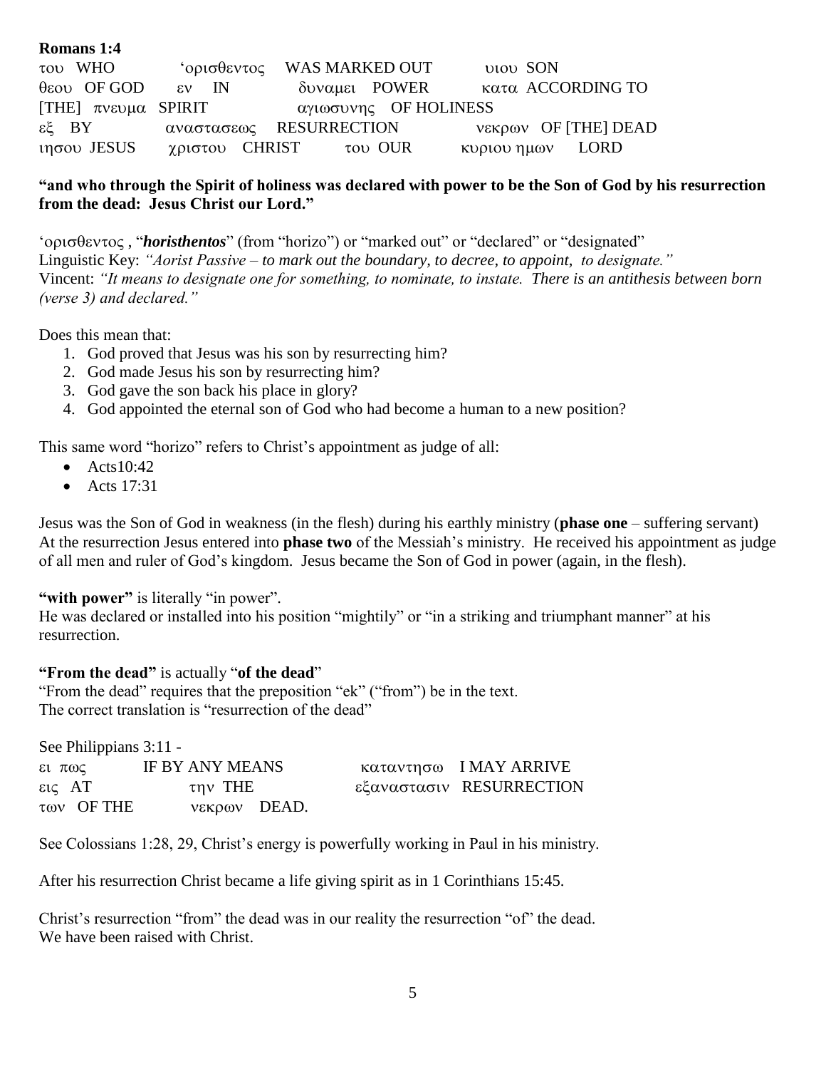**Romans 1:4**

του WHO ʿορισθεντος WAS MARKED OUT υιου SON
θεου OF GOD εν IN δυναμει POWER κατα ACCORDING TO
[THE] πνευμα SPIRIT αγιωσυνης OF HOLINESS
εξ BY αναστασεως RESURRECTION νεκρων OF [THE] DEAD
ιησου JESUS χριστου CHRIST του OUR κυριου ημων LORD

**"and who through the Spirit of holiness was declared with power to be the Son of God by his resurrection from the dead: Jesus Christ our Lord."**

ʿορισθεντος , "***horisthentos***" (from "horizo") or "marked out" or "declared" or "designated"
Linguistic Key: *"Aorist Passive – to mark out the boundary, to decree, to appoint, to designate."*
Vincent: *"It means to designate one for something, to nominate, to instate. There is an antithesis between born (verse 3) and declared."*

Does this mean that:

1. God proved that Jesus was his son by resurrecting him?
2. God made Jesus his son by resurrecting him?
3. God gave the son back his place in glory?
4. God appointed the eternal son of God who had become a human to a new position?

This same word "horizo" refers to Christ's appointment as judge of all:

- Acts10:42
- Acts 17:31

Jesus was the Son of God in weakness (in the flesh) during his earthly ministry (**phase one** – suffering servant) At the resurrection Jesus entered into **phase two** of the Messiah's ministry. He received his appointment as judge of all men and ruler of God's kingdom. Jesus became the Son of God in power (again, in the flesh).

**"with power"** is literally "in power".
He was declared or installed into his position "mightily" or "in a striking and triumphant manner" at his resurrection.

**"From the dead"** is actually "**of the dead**"
"From the dead" requires that the preposition "ek" ("from") be in the text.
The correct translation is "resurrection of the dead"

See Philippians 3:11 -
ει πως IF BY ANY MEANS καταντησω I MAY ARRIVE
εις AT την THE εξαναστασιν RESURRECTION
των OF THE νεκρων DEAD.

See Colossians 1:28, 29, Christ's energy is powerfully working in Paul in his ministry.

After his resurrection Christ became a life giving spirit as in 1 Corinthians 15:45.

Christ's resurrection "from" the dead was in our reality the resurrection "of" the dead.
We have been raised with Christ.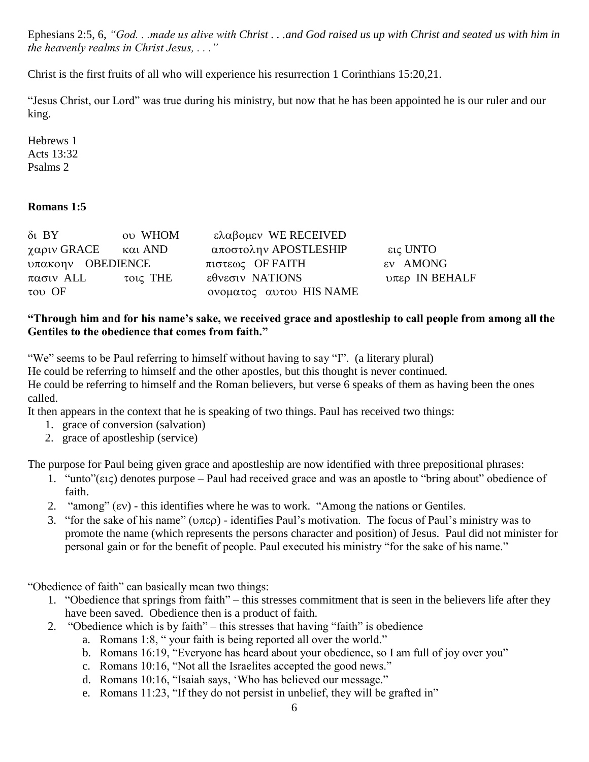Ephesians 2:5, 6, *"God. . .made us alive with Christ . . .and God raised us up with Christ and seated us with him in the heavenly realms in Christ Jesus, . . ."*

Christ is the first fruits of all who will experience his resurrection 1 Corinthians 15:20,21.

"Jesus Christ, our Lord" was true during his ministry, but now that he has been appointed he is our ruler and our king.

Hebrews 1
Acts 13:32
Psalms 2

**Romans 1:5**

| | | | |
|---|---|---|---|
| δι BY | ου WHOM | ελαβομεν WE RECEIVED | |
| χαριν GRACE | και AND | αποστολην APOSTLESHIP | εις UNTO |
| υπακοην OBEDIENCE | | πιστεως OF FAITH | εν AMONG |
| πασιν ALL | τοις THE | εθνεσιν NATIONS | υπερ IN BEHALF |
| του OF | | ονοματος αυτου HIS NAME | |

**"Through him and for his name's sake, we received grace and apostleship to call people from among all the Gentiles to the obedience that comes from faith."**

"We" seems to be Paul referring to himself without having to say "I". (a literary plural)
He could be referring to himself and the other apostles, but this thought is never continued.
He could be referring to himself and the Roman believers, but verse 6 speaks of them as having been the ones called.
It then appears in the context that he is speaking of two things. Paul has received two things:

1. grace of conversion (salvation)
2. grace of apostleship (service)

The purpose for Paul being given grace and apostleship are now identified with three prepositional phrases:

1. "unto"(εις) denotes purpose – Paul had received grace and was an apostle to "bring about" obedience of faith.
2. "among" (εν) - this identifies where he was to work. "Among the nations or Gentiles.
3. "for the sake of his name" (υπερ) - identifies Paul's motivation. The focus of Paul's ministry was to promote the name (which represents the persons character and position) of Jesus. Paul did not minister for personal gain or for the benefit of people. Paul executed his ministry "for the sake of his name."

"Obedience of faith" can basically mean two things:

1. "Obedience that springs from faith" – this stresses commitment that is seen in the believers life after they have been saved. Obedience then is a product of faith.
2. "Obedience which is by faith" – this stresses that having "faith" is obedience
   a. Romans 1:8, " your faith is being reported all over the world."
   b. Romans 16:19, "Everyone has heard about your obedience, so I am full of joy over you"
   c. Romans 10:16, "Not all the Israelites accepted the good news."
   d. Romans 10:16, "Isaiah says, 'Who has believed our message."
   e. Romans 11:23, "If they do not persist in unbelief, they will be grafted in"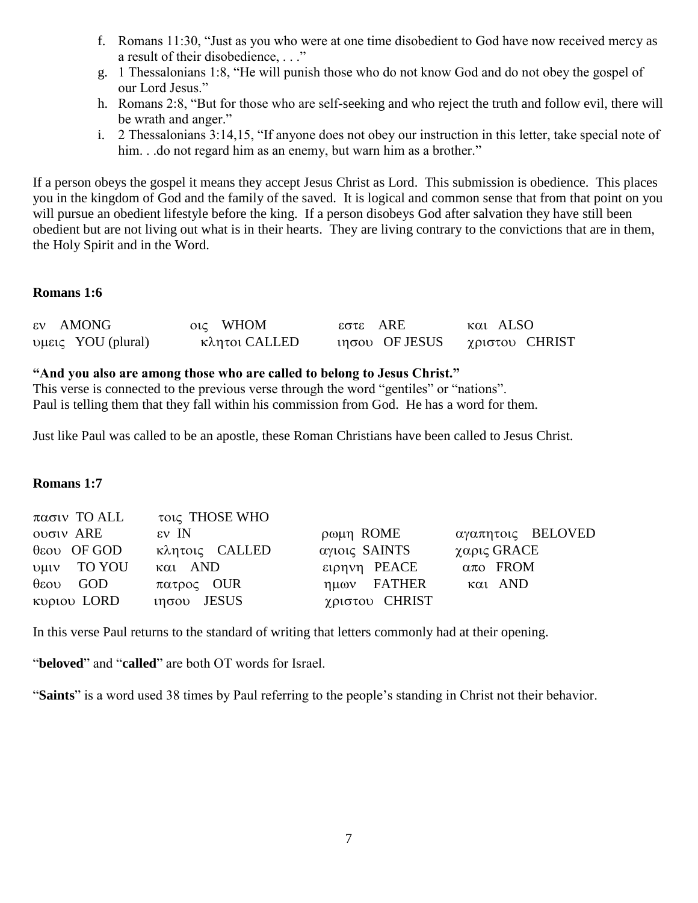f. Romans 11:30, “Just as you who were at one time disobedient to God have now received mercy as a result of their disobedience, . . .”
g. 1 Thessalonians 1:8, “He will punish those who do not know God and do not obey the gospel of our Lord Jesus.”
h. Romans 2:8, “But for those who are self-seeking and who reject the truth and follow evil, there will be wrath and anger.”
i. 2 Thessalonians 3:14,15, “If anyone does not obey our instruction in this letter, take special note of him. . .do not regard him as an enemy, but warn him as a brother.”

If a person obeys the gospel it means they accept Jesus Christ as Lord. This submission is obedience. This places you in the kingdom of God and the family of the saved. It is logical and common sense that from that point on you will pursue an obedient lifestyle before the king. If a person disobeys God after salvation they have still been obedient but are not living out what is in their hearts. They are living contrary to the convictions that are in them, the Holy Spirit and in the Word.

**Romans 1:6**

| | | | |
|---|---|---|---|
| εν AMONG | οις WHOM | εστε ARE | και ALSO |
| υμεις YOU (plural) | κλητοι CALLED | ιησου OF JESUS | χριστου CHRIST |

**“And you also are among those who are called to belong to Jesus Christ.”**
This verse is connected to the previous verse through the word “gentiles” or “nations”.
Paul is telling them that they fall within his commission from God. He has a word for them.

Just like Paul was called to be an apostle, these Roman Christians have been called to Jesus Christ.

**Romans 1:7**

| | | | |
|---|---|---|---|
| πασιν TO ALL | τοις THOSE WHO | | |
| ουσιν ARE | εν IN | ρωμη ROME | αγαπητοις BELOVED |
| θεου OF GOD | κλητοις CALLED | αγιοις SAINTS | χαρις GRACE |
| υμιν TO YOU | και AND | ειρηνη PEACE | απο FROM |
| θεου GOD | πατρος OUR | ημων FATHER | και AND |
| κυριου LORD | ιησου JESUS | χριστου CHRIST | |

In this verse Paul returns to the standard of writing that letters commonly had at their opening.

“**beloved**” and “**called**” are both OT words for Israel.

“**Saints**” is a word used 38 times by Paul referring to the people’s standing in Christ not their behavior.